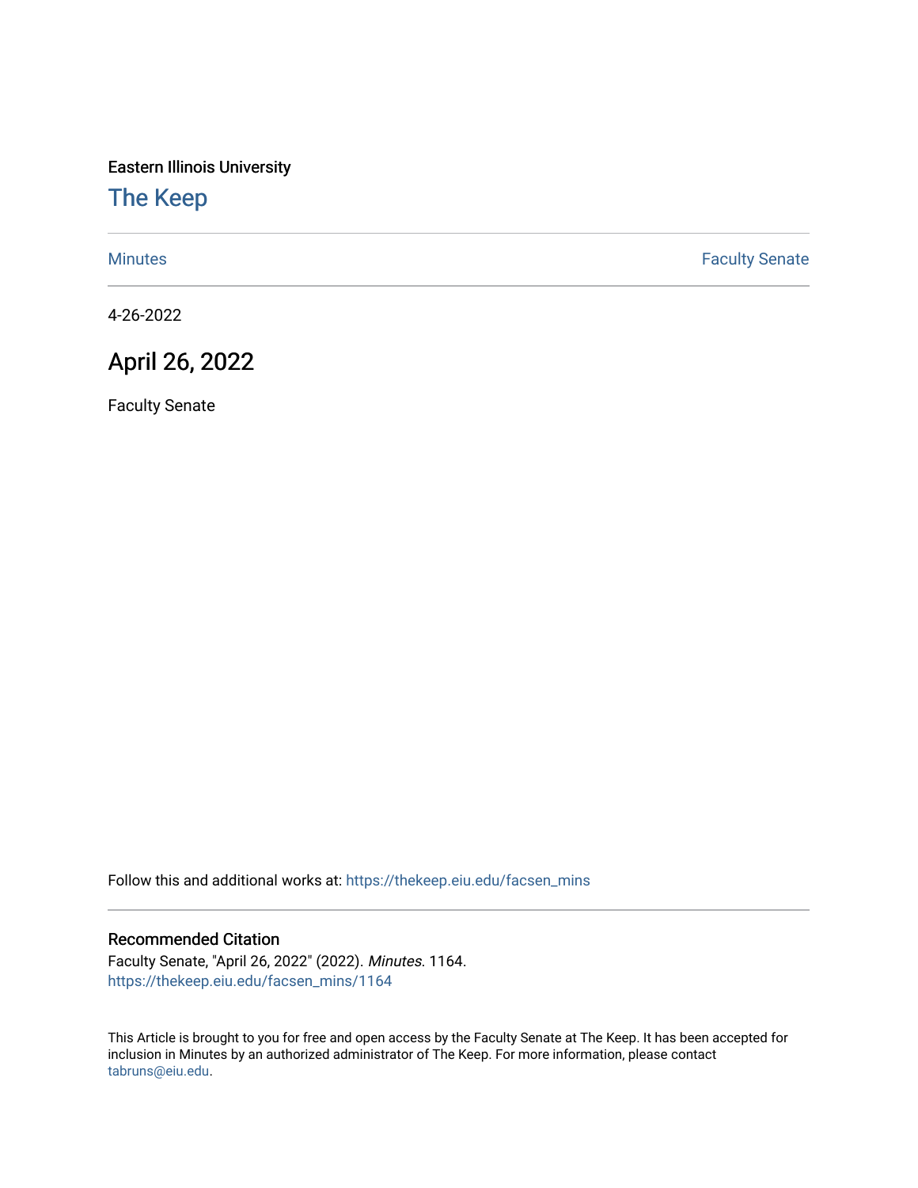Eastern Illinois University

# The Keep

Minutes | Faculty Senate

4-26-2022

## April 26, 2022

Faculty Senate

Follow this and additional works at: https://thekeep.eiu.edu/facsen_mins

### Recommended Citation

Faculty Senate, "April 26, 2022" (2022). *Minutes*. 1164.
https://thekeep.eiu.edu/facsen_mins/1164

This Article is brought to you for free and open access by the Faculty Senate at The Keep. It has been accepted for inclusion in Minutes by an authorized administrator of The Keep. For more information, please contact tabruns@eiu.edu.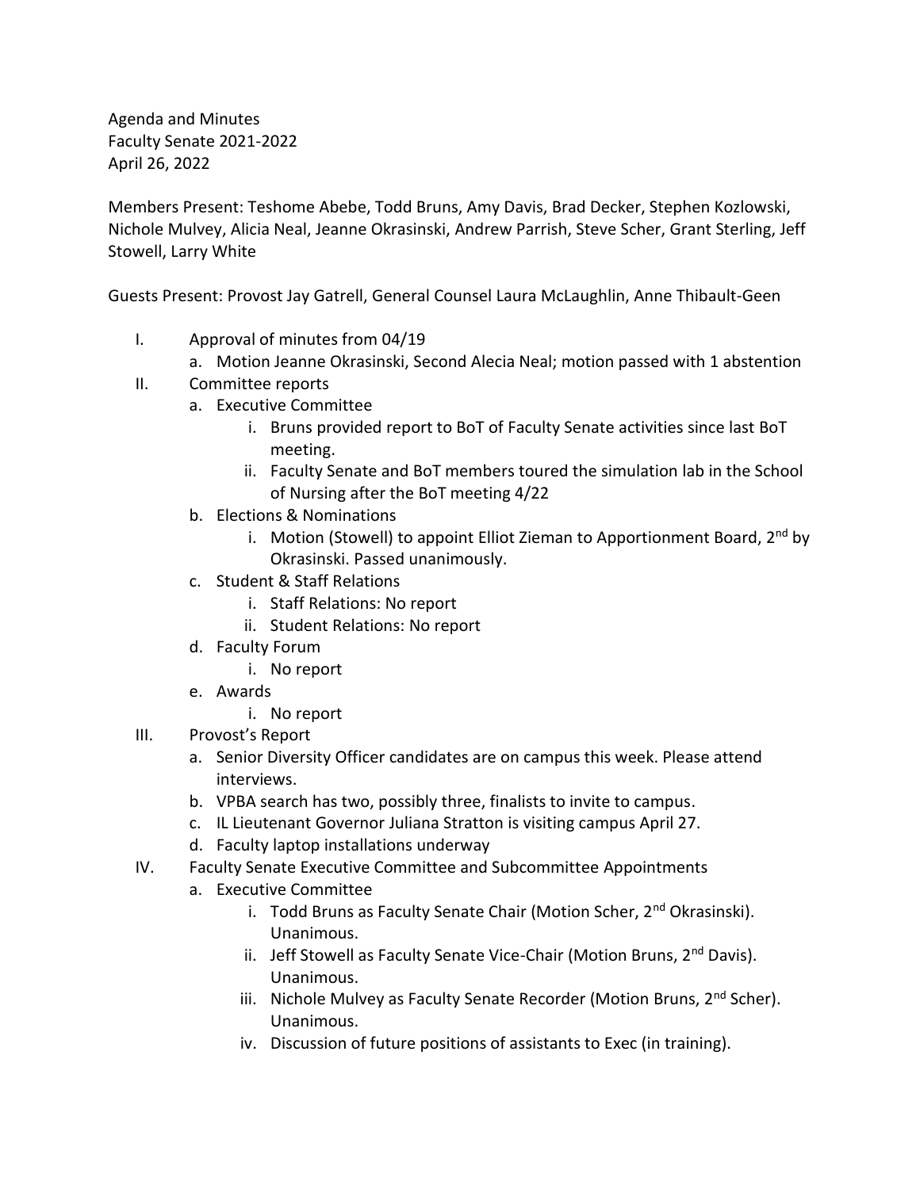Agenda and Minutes
Faculty Senate 2021-2022
April 26, 2022

Members Present: Teshome Abebe, Todd Bruns, Amy Davis, Brad Decker, Stephen Kozlowski, Nichole Mulvey, Alicia Neal, Jeanne Okrasinski, Andrew Parrish, Steve Scher, Grant Sterling, Jeff Stowell, Larry White

Guests Present: Provost Jay Gatrell, General Counsel Laura McLaughlin, Anne Thibault-Geen

I. Approval of minutes from 04/19
    a. Motion Jeanne Okrasinski, Second Alecia Neal; motion passed with 1 abstention
II. Committee reports
    a. Executive Committee
        i. Bruns provided report to BoT of Faculty Senate activities since last BoT meeting.
        ii. Faculty Senate and BoT members toured the simulation lab in the School of Nursing after the BoT meeting 4/22
    b. Elections & Nominations
        i. Motion (Stowell) to appoint Elliot Zieman to Apportionment Board, 2nd by Okrasinski. Passed unanimously.
    c. Student & Staff Relations
        i. Staff Relations: No report
        ii. Student Relations: No report
    d. Faculty Forum
        i. No report
    e. Awards
        i. No report
III. Provost's Report
    a. Senior Diversity Officer candidates are on campus this week. Please attend interviews.
    b. VPBA search has two, possibly three, finalists to invite to campus.
    c. IL Lieutenant Governor Juliana Stratton is visiting campus April 27.
    d. Faculty laptop installations underway
IV. Faculty Senate Executive Committee and Subcommittee Appointments
    a. Executive Committee
        i. Todd Bruns as Faculty Senate Chair (Motion Scher, 2nd Okrasinski). Unanimous.
        ii. Jeff Stowell as Faculty Senate Vice-Chair (Motion Bruns, 2nd Davis). Unanimous.
        iii. Nichole Mulvey as Faculty Senate Recorder (Motion Bruns, 2nd Scher). Unanimous.
        iv. Discussion of future positions of assistants to Exec (in training).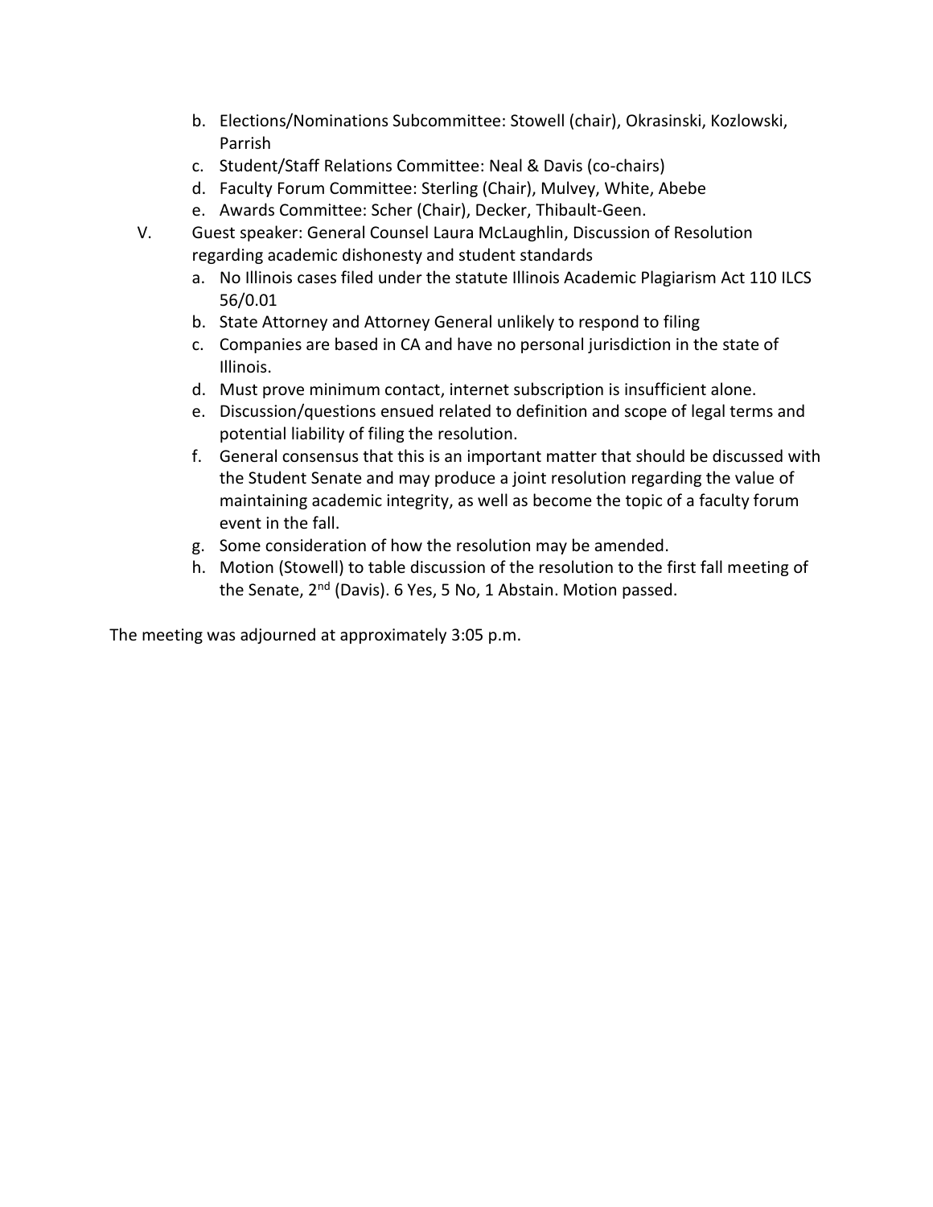b. Elections/Nominations Subcommittee: Stowell (chair), Okrasinski, Kozlowski, Parrish
c. Student/Staff Relations Committee: Neal & Davis (co-chairs)
d. Faculty Forum Committee: Sterling (Chair), Mulvey, White, Abebe
e. Awards Committee: Scher (Chair), Decker, Thibault-Geen.

V. Guest speaker: General Counsel Laura McLaughlin, Discussion of Resolution regarding academic dishonesty and student standards
   a. No Illinois cases filed under the statute Illinois Academic Plagiarism Act 110 ILCS 56/0.01
   b. State Attorney and Attorney General unlikely to respond to filing
   c. Companies are based in CA and have no personal jurisdiction in the state of Illinois.
   d. Must prove minimum contact, internet subscription is insufficient alone.
   e. Discussion/questions ensued related to definition and scope of legal terms and potential liability of filing the resolution.
   f. General consensus that this is an important matter that should be discussed with the Student Senate and may produce a joint resolution regarding the value of maintaining academic integrity, as well as become the topic of a faculty forum event in the fall.
   g. Some consideration of how the resolution may be amended.
   h. Motion (Stowell) to table discussion of the resolution to the first fall meeting of the Senate, 2nd (Davis). 6 Yes, 5 No, 1 Abstain. Motion passed.

The meeting was adjourned at approximately 3:05 p.m.